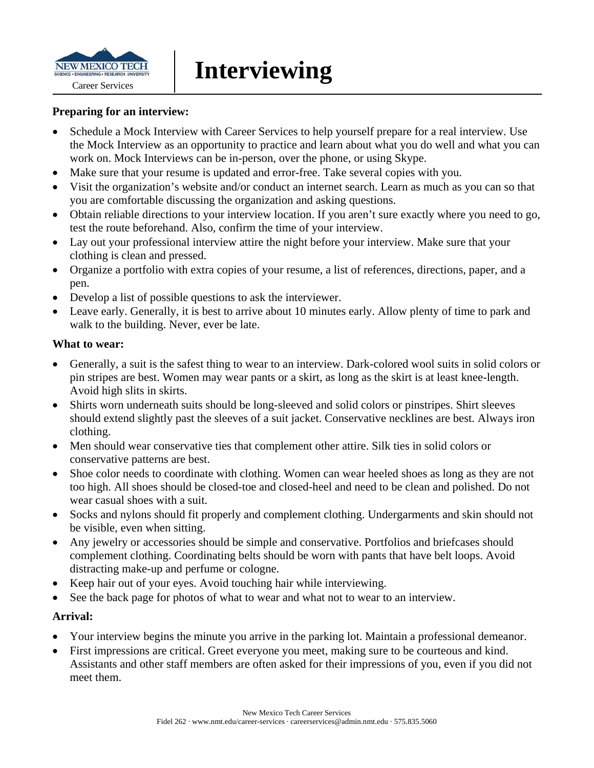# Interviewing

New Mexico Tech Career Services

**Preparing for an interview:**

- Schedule a Mock Interview with Career Services to help yourself prepare for a real interview. Use the Mock Interview as an opportunity to practice and learn about what you do well and what you can work on. Mock Interviews can be in-person, over the phone, or using Skype.
- Make sure that your resume is updated and error-free. Take several copies with you.
- Visit the organization's website and/or conduct an internet search. Learn as much as you can so that you are comfortable discussing the organization and asking questions.
- Obtain reliable directions to your interview location. If you aren't sure exactly where you need to go, test the route beforehand. Also, confirm the time of your interview.
- Lay out your professional interview attire the night before your interview. Make sure that your clothing is clean and pressed.
- Organize a portfolio with extra copies of your resume, a list of references, directions, paper, and a pen.
- Develop a list of possible questions to ask the interviewer.
- Leave early. Generally, it is best to arrive about 10 minutes early. Allow plenty of time to park and walk to the building. Never, ever be late.

**What to wear:**

- Generally, a suit is the safest thing to wear to an interview. Dark-colored wool suits in solid colors or pin stripes are best. Women may wear pants or a skirt, as long as the skirt is at least knee-length. Avoid high slits in skirts.
- Shirts worn underneath suits should be long-sleeved and solid colors or pinstripes. Shirt sleeves should extend slightly past the sleeves of a suit jacket. Conservative necklines are best. Always iron clothing.
- Men should wear conservative ties that complement other attire. Silk ties in solid colors or conservative patterns are best.
- Shoe color needs to coordinate with clothing. Women can wear heeled shoes as long as they are not too high. All shoes should be closed-toe and closed-heel and need to be clean and polished. Do not wear casual shoes with a suit.
- Socks and nylons should fit properly and complement clothing. Undergarments and skin should not be visible, even when sitting.
- Any jewelry or accessories should be simple and conservative. Portfolios and briefcases should complement clothing. Coordinating belts should be worn with pants that have belt loops. Avoid distracting make-up and perfume or cologne.
- Keep hair out of your eyes. Avoid touching hair while interviewing.
- See the back page for photos of what to wear and what not to wear to an interview.

**Arrival:**

- Your interview begins the minute you arrive in the parking lot. Maintain a professional demeanor.
- First impressions are critical. Greet everyone you meet, making sure to be courteous and kind. Assistants and other staff members are often asked for their impressions of you, even if you did not meet them.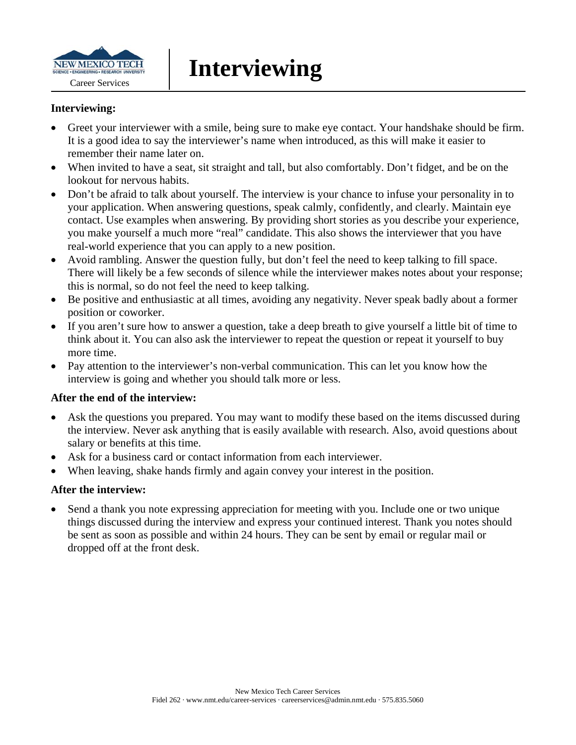# Interviewing

**Interviewing:**

- Greet your interviewer with a smile, being sure to make eye contact. Your handshake should be firm. It is a good idea to say the interviewer's name when introduced, as this will make it easier to remember their name later on.
- When invited to have a seat, sit straight and tall, but also comfortably. Don't fidget, and be on the lookout for nervous habits.
- Don't be afraid to talk about yourself. The interview is your chance to infuse your personality in to your application. When answering questions, speak calmly, confidently, and clearly. Maintain eye contact. Use examples when answering. By providing short stories as you describe your experience, you make yourself a much more "real" candidate. This also shows the interviewer that you have real-world experience that you can apply to a new position.
- Avoid rambling. Answer the question fully, but don't feel the need to keep talking to fill space. There will likely be a few seconds of silence while the interviewer makes notes about your response; this is normal, so do not feel the need to keep talking.
- Be positive and enthusiastic at all times, avoiding any negativity. Never speak badly about a former position or coworker.
- If you aren't sure how to answer a question, take a deep breath to give yourself a little bit of time to think about it. You can also ask the interviewer to repeat the question or repeat it yourself to buy more time.
- Pay attention to the interviewer's non-verbal communication. This can let you know how the interview is going and whether you should talk more or less.

**After the end of the interview:**

- Ask the questions you prepared. You may want to modify these based on the items discussed during the interview. Never ask anything that is easily available with research. Also, avoid questions about salary or benefits at this time.
- Ask for a business card or contact information from each interviewer.
- When leaving, shake hands firmly and again convey your interest in the position.

**After the interview:**

- Send a thank you note expressing appreciation for meeting with you. Include one or two unique things discussed during the interview and express your continued interest. Thank you notes should be sent as soon as possible and within 24 hours. They can be sent by email or regular mail or dropped off at the front desk.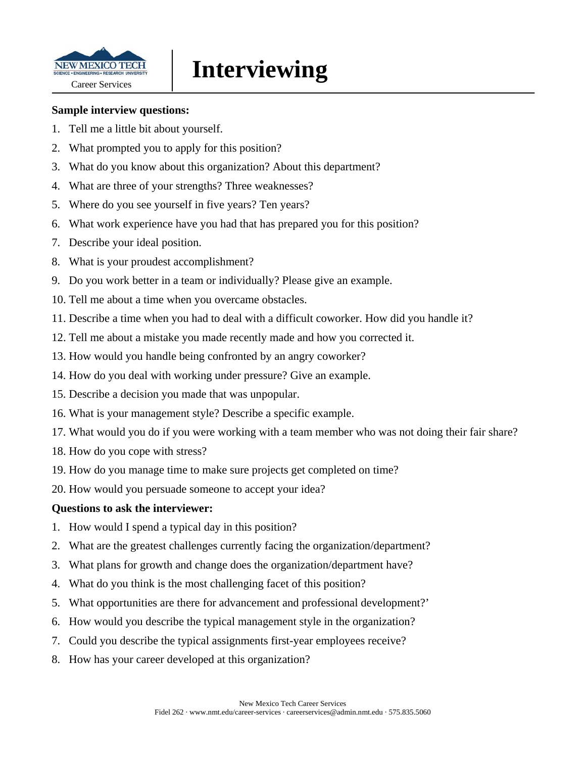# Interviewing

**Sample interview questions:**

1. Tell me a little bit about yourself.
2. What prompted you to apply for this position?
3. What do you know about this organization? About this department?
4. What are three of your strengths? Three weaknesses?
5. Where do you see yourself in five years? Ten years?
6. What work experience have you had that has prepared you for this position?
7. Describe your ideal position.
8. What is your proudest accomplishment?
9. Do you work better in a team or individually? Please give an example.
10. Tell me about a time when you overcame obstacles.
11. Describe a time when you had to deal with a difficult coworker. How did you handle it?
12. Tell me about a mistake you made recently made and how you corrected it.
13. How would you handle being confronted by an angry coworker?
14. How do you deal with working under pressure? Give an example.
15. Describe a decision you made that was unpopular.
16. What is your management style? Describe a specific example.
17. What would you do if you were working with a team member who was not doing their fair share?
18. How do you cope with stress?
19. How do you manage time to make sure projects get completed on time?
20. How would you persuade someone to accept your idea?

**Questions to ask the interviewer:**

1. How would I spend a typical day in this position?
2. What are the greatest challenges currently facing the organization/department?
3. What plans for growth and change does the organization/department have?
4. What do you think is the most challenging facet of this position?
5. What opportunities are there for advancement and professional development?'
6. How would you describe the typical management style in the organization?
7. Could you describe the typical assignments first-year employees receive?
8. How has your career developed at this organization?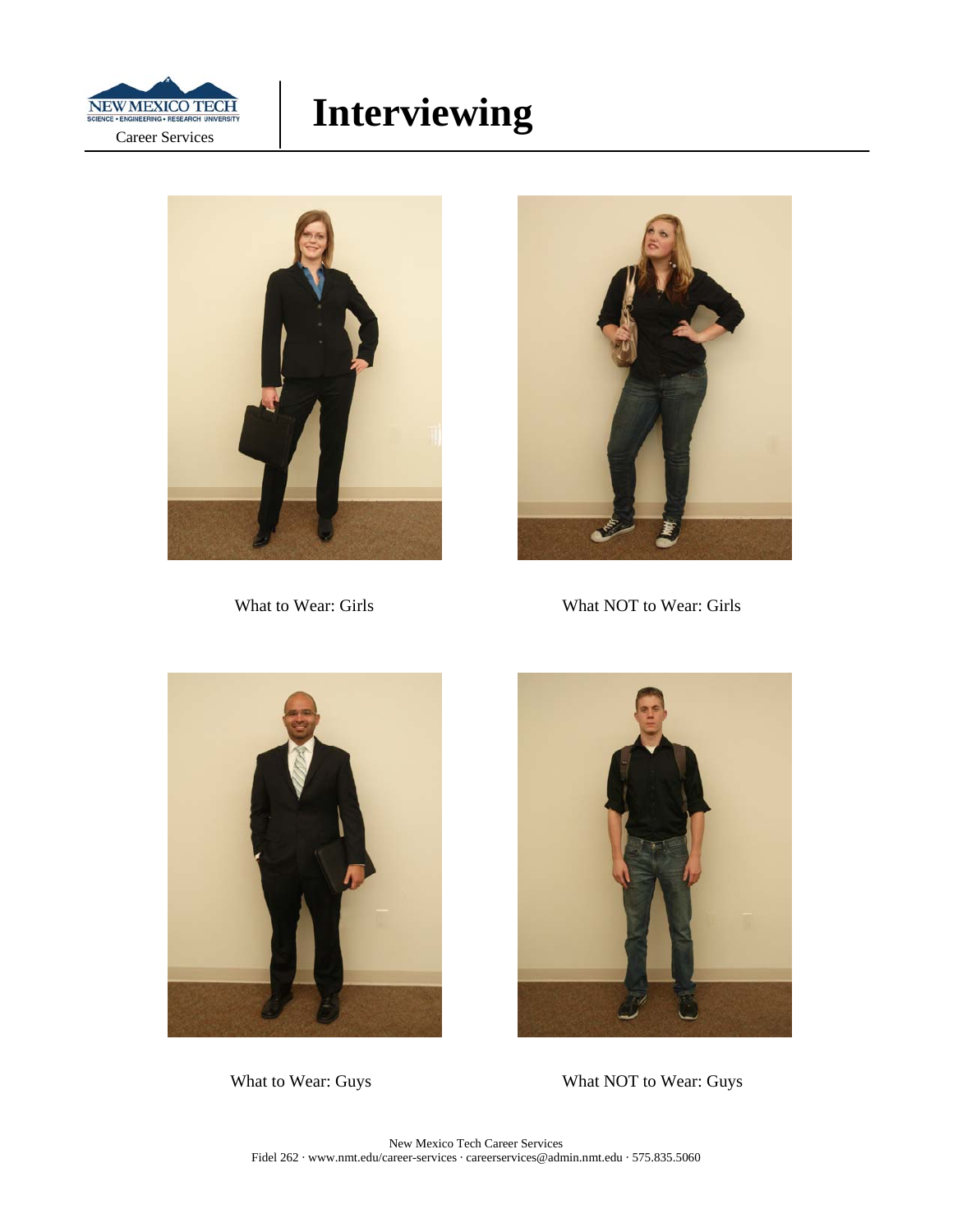# Interviewing

What to Wear: Girls

What NOT to Wear: Girls

What to Wear: Guys

What NOT to Wear: Guys

New Mexico Tech Career Services
Fidel 262 · www.nmt.edu/career-services · careerservices@admin.nmt.edu · 575.835.5060